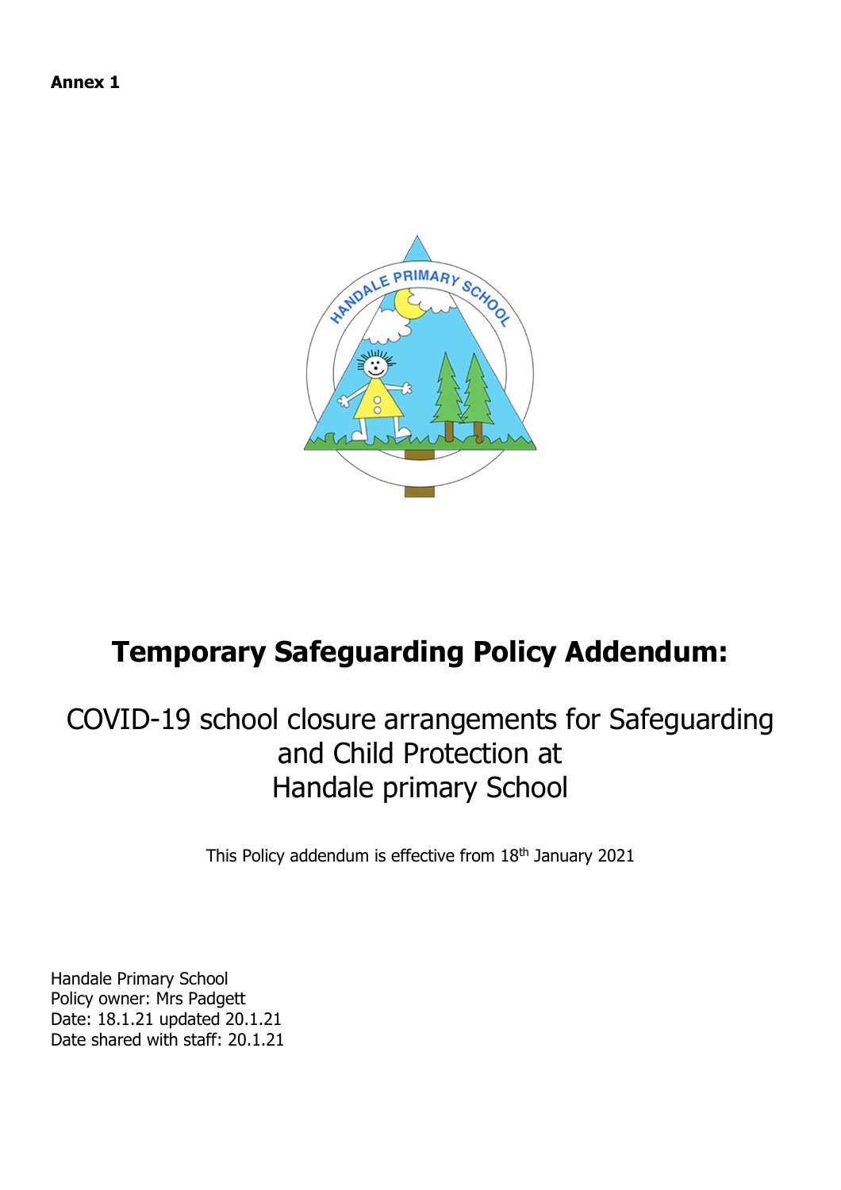**Annex 1**

# Temporary Safeguarding Policy Addendum:

## COVID-19 school closure arrangements for Safeguarding and Child Protection at Handale primary School

This Policy addendum is effective from 18th January 2021

Handale Primary School
Policy owner: Mrs Padgett
Date: 18.1.21 updated 20.1.21
Date shared with staff: 20.1.21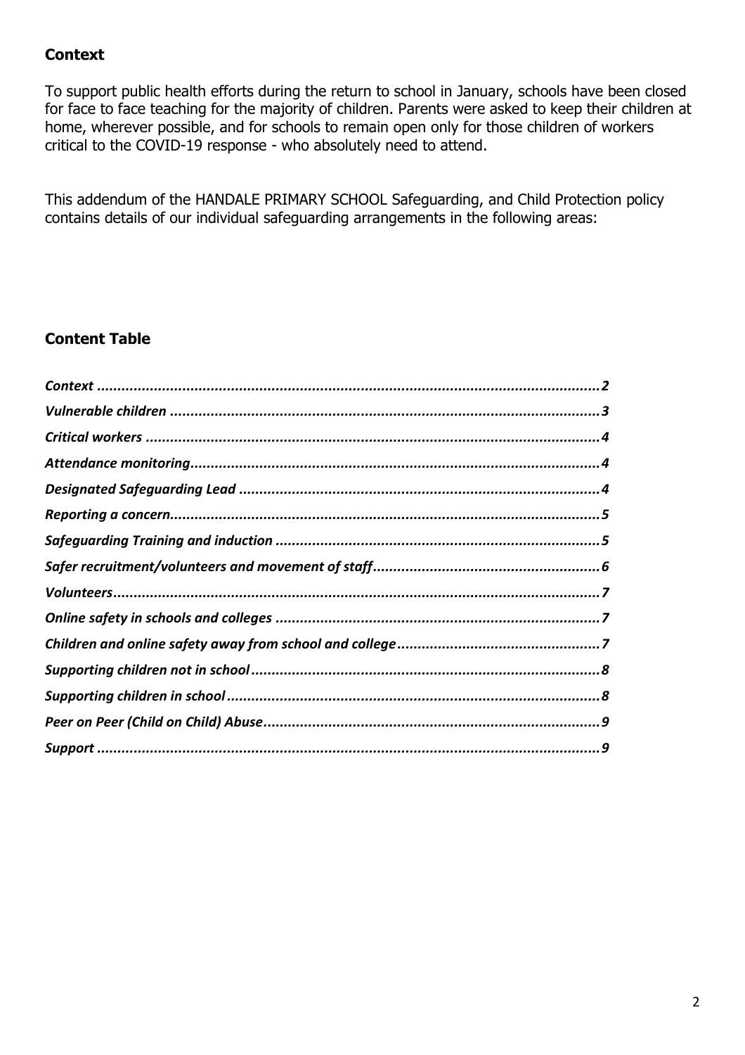## Context

To support public health efforts during the return to school in January, schools have been closed for face to face teaching for the majority of children. Parents were asked to keep their children at home, wherever possible, and for schools to remain open only for those children of workers critical to the COVID-19 response - who absolutely need to attend.

This addendum of the HANDALE PRIMARY SCHOOL Safeguarding, and Child Protection policy contains details of our individual safeguarding arrangements in the following areas:

## Content Table

***Context*** ........................................................................................................... **2**
***Vulnerable children*** ......................................................................................... **3**
***Critical workers*** ............................................................................................... **4**
***Attendance monitoring*** .................................................................................... **4**
***Designated Safeguarding Lead*** ......................................................................... **4**
***Reporting a concern*** ......................................................................................... **5**
***Safeguarding Training and induction*** ................................................................ **5**
***Safer recruitment/volunteers and movement of staff*** ........................................ **6**
***Volunteers*** ....................................................................................................... **7**
***Online safety in schools and colleges*** ................................................................ **7**
***Children and online safety away from school and college*** .................................. **7**
***Supporting children not in school*** ..................................................................... **8**
***Supporting children in school*** ........................................................................... **8**
***Peer on Peer (Child on Child) Abuse*** .................................................................. **9**
***Support*** ........................................................................................................... **9**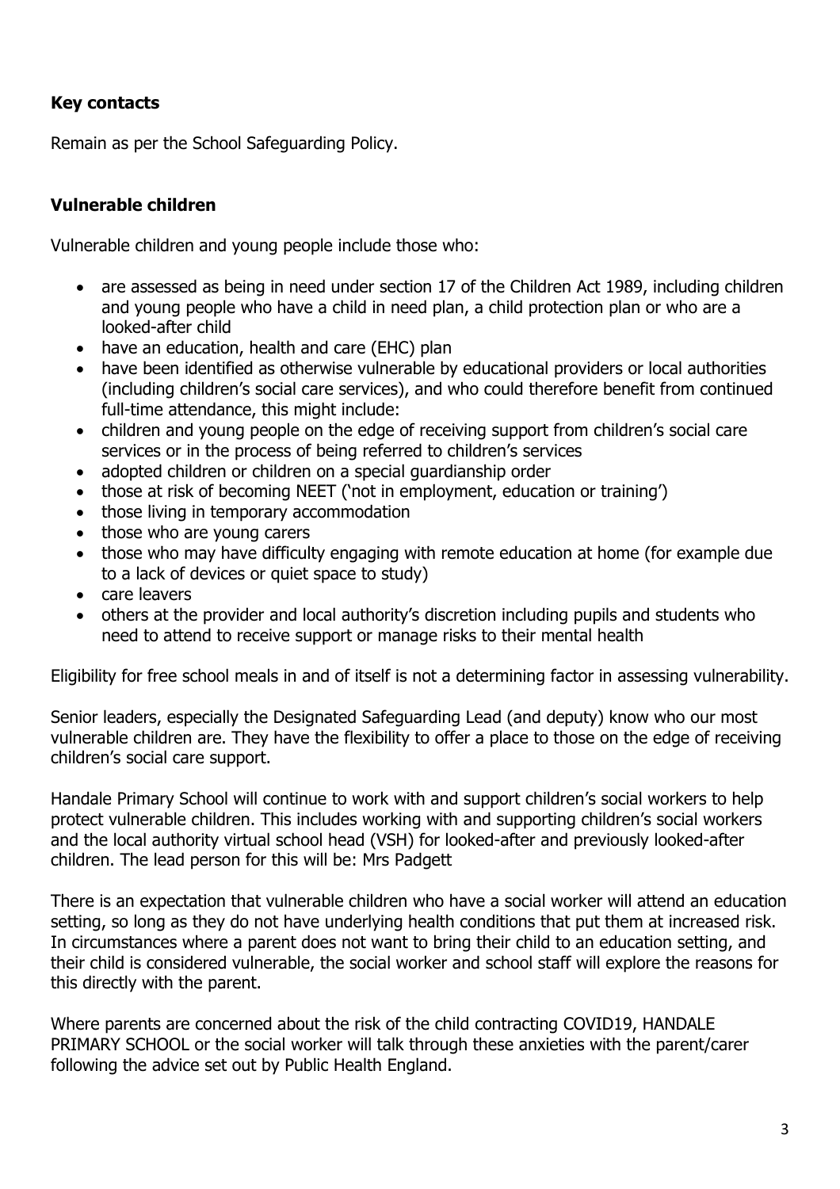### Key contacts

Remain as per the School Safeguarding Policy.

### Vulnerable children

Vulnerable children and young people include those who:

- are assessed as being in need under section 17 of the Children Act 1989, including children and young people who have a child in need plan, a child protection plan or who are a looked-after child
- have an education, health and care (EHC) plan
- have been identified as otherwise vulnerable by educational providers or local authorities (including children's social care services), and who could therefore benefit from continued full-time attendance, this might include:
- children and young people on the edge of receiving support from children's social care services or in the process of being referred to children's services
- adopted children or children on a special guardianship order
- those at risk of becoming NEET ('not in employment, education or training')
- those living in temporary accommodation
- those who are young carers
- those who may have difficulty engaging with remote education at home (for example due to a lack of devices or quiet space to study)
- care leavers
- others at the provider and local authority's discretion including pupils and students who need to attend to receive support or manage risks to their mental health

Eligibility for free school meals in and of itself is not a determining factor in assessing vulnerability.

Senior leaders, especially the Designated Safeguarding Lead (and deputy) know who our most vulnerable children are. They have the flexibility to offer a place to those on the edge of receiving children's social care support.

Handale Primary School will continue to work with and support children's social workers to help protect vulnerable children. This includes working with and supporting children's social workers and the local authority virtual school head (VSH) for looked-after and previously looked-after children. The lead person for this will be: Mrs Padgett

There is an expectation that vulnerable children who have a social worker will attend an education setting, so long as they do not have underlying health conditions that put them at increased risk. In circumstances where a parent does not want to bring their child to an education setting, and their child is considered vulnerable, the social worker and school staff will explore the reasons for this directly with the parent.

Where parents are concerned about the risk of the child contracting COVID19, HANDALE PRIMARY SCHOOL or the social worker will talk through these anxieties with the parent/carer following the advice set out by Public Health England.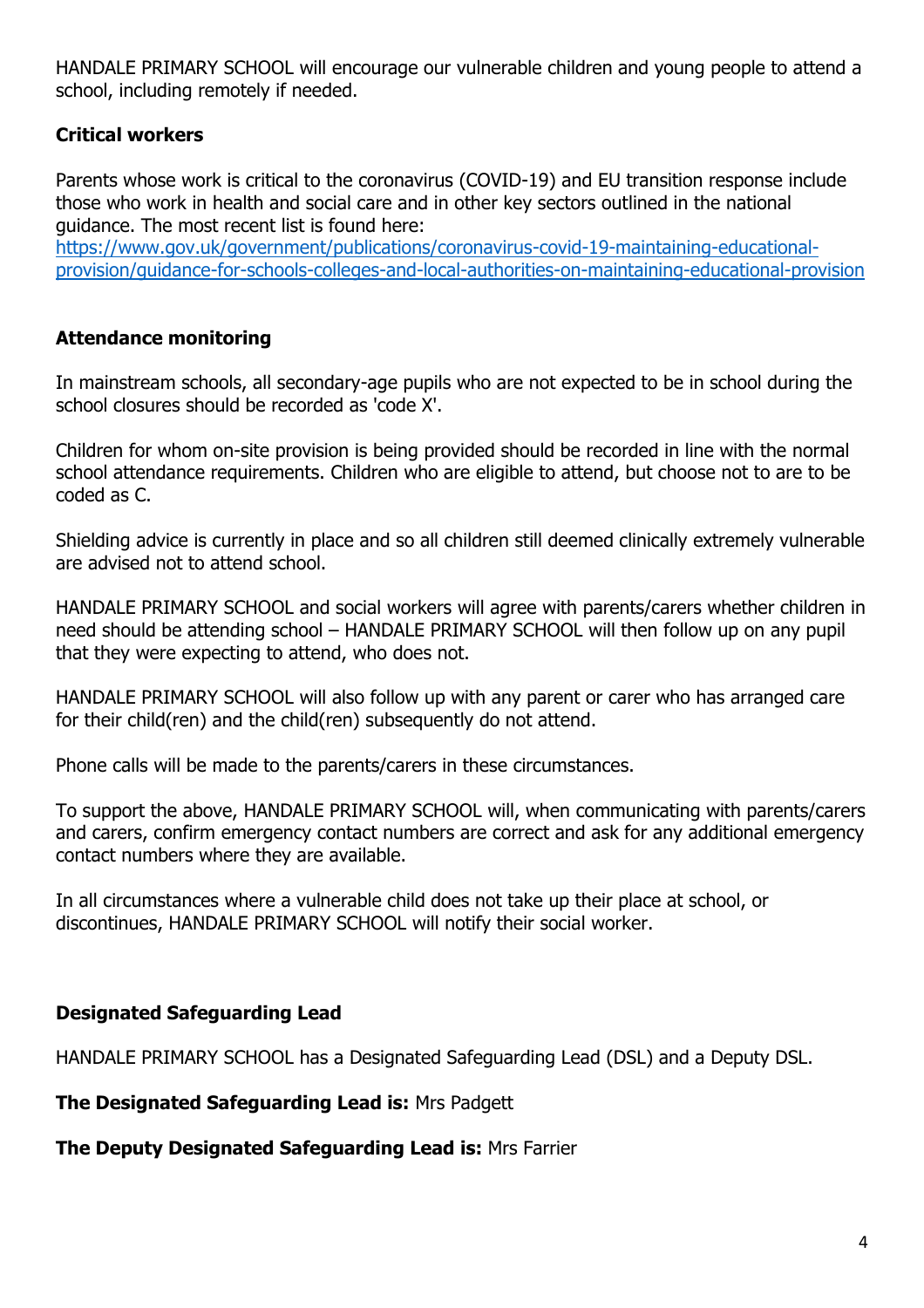HANDALE PRIMARY SCHOOL will encourage our vulnerable children and young people to attend a school, including remotely if needed.

### Critical workers

Parents whose work is critical to the coronavirus (COVID-19) and EU transition response include those who work in health and social care and in other key sectors outlined in the national guidance. The most recent list is found here:
[https://www.gov.uk/government/publications/coronavirus-covid-19-maintaining-educational-provision/guidance-for-schools-colleges-and-local-authorities-on-maintaining-educational-provision](https://www.gov.uk/government/publications/coronavirus-covid-19-maintaining-educational-provision/guidance-for-schools-colleges-and-local-authorities-on-maintaining-educational-provision)

### Attendance monitoring

In mainstream schools, all secondary-age pupils who are not expected to be in school during the school closures should be recorded as 'code X'.

Children for whom on-site provision is being provided should be recorded in line with the normal school attendance requirements. Children who are eligible to attend, but choose not to are to be coded as C.

Shielding advice is currently in place and so all children still deemed clinically extremely vulnerable are advised not to attend school.

HANDALE PRIMARY SCHOOL and social workers will agree with parents/carers whether children in need should be attending school – HANDALE PRIMARY SCHOOL will then follow up on any pupil that they were expecting to attend, who does not.

HANDALE PRIMARY SCHOOL will also follow up with any parent or carer who has arranged care for their child(ren) and the child(ren) subsequently do not attend.

Phone calls will be made to the parents/carers in these circumstances.

To support the above, HANDALE PRIMARY SCHOOL will, when communicating with parents/carers and carers, confirm emergency contact numbers are correct and ask for any additional emergency contact numbers where they are available.

In all circumstances where a vulnerable child does not take up their place at school, or discontinues, HANDALE PRIMARY SCHOOL will notify their social worker.

### Designated Safeguarding Lead

HANDALE PRIMARY SCHOOL has a Designated Safeguarding Lead (DSL) and a Deputy DSL.

**The Designated Safeguarding Lead is:** Mrs Padgett

**The Deputy Designated Safeguarding Lead is:** Mrs Farrier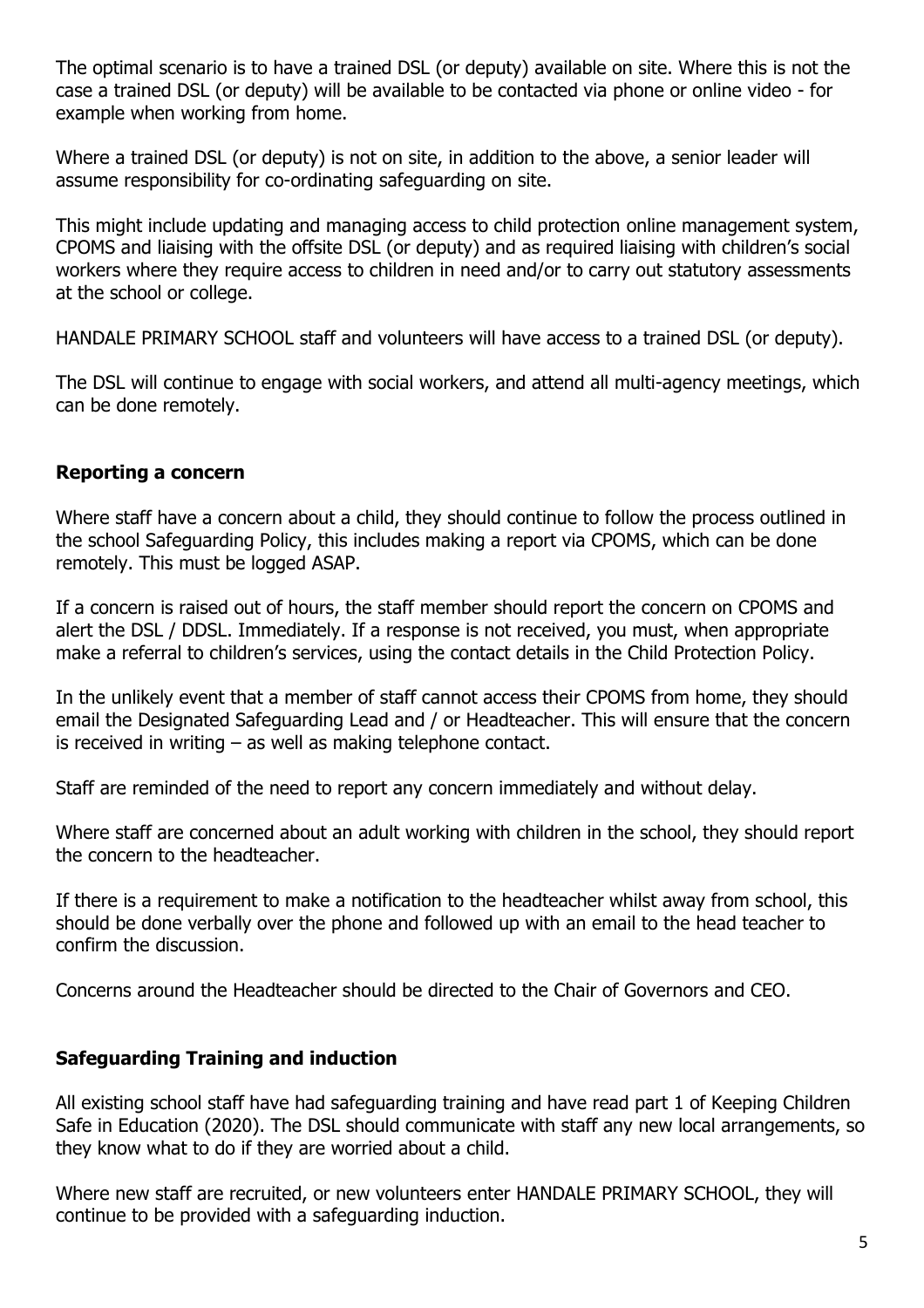The optimal scenario is to have a trained DSL (or deputy) available on site. Where this is not the case a trained DSL (or deputy) will be available to be contacted via phone or online video - for example when working from home.

Where a trained DSL (or deputy) is not on site, in addition to the above, a senior leader will assume responsibility for co-ordinating safeguarding on site.

This might include updating and managing access to child protection online management system, CPOMS and liaising with the offsite DSL (or deputy) and as required liaising with children's social workers where they require access to children in need and/or to carry out statutory assessments at the school or college.

HANDALE PRIMARY SCHOOL staff and volunteers will have access to a trained DSL (or deputy).

The DSL will continue to engage with social workers, and attend all multi-agency meetings, which can be done remotely.

## Reporting a concern

Where staff have a concern about a child, they should continue to follow the process outlined in the school Safeguarding Policy, this includes making a report via CPOMS, which can be done remotely. This must be logged ASAP.

If a concern is raised out of hours, the staff member should report the concern on CPOMS and alert the DSL / DDSL. Immediately. If a response is not received, you must, when appropriate make a referral to children's services, using the contact details in the Child Protection Policy.

In the unlikely event that a member of staff cannot access their CPOMS from home, they should email the Designated Safeguarding Lead and / or Headteacher. This will ensure that the concern is received in writing – as well as making telephone contact.

Staff are reminded of the need to report any concern immediately and without delay.

Where staff are concerned about an adult working with children in the school, they should report the concern to the headteacher.

If there is a requirement to make a notification to the headteacher whilst away from school, this should be done verbally over the phone and followed up with an email to the head teacher to confirm the discussion.

Concerns around the Headteacher should be directed to the Chair of Governors and CEO.

## Safeguarding Training and induction

All existing school staff have had safeguarding training and have read part 1 of Keeping Children Safe in Education (2020). The DSL should communicate with staff any new local arrangements, so they know what to do if they are worried about a child.

Where new staff are recruited, or new volunteers enter HANDALE PRIMARY SCHOOL, they will continue to be provided with a safeguarding induction.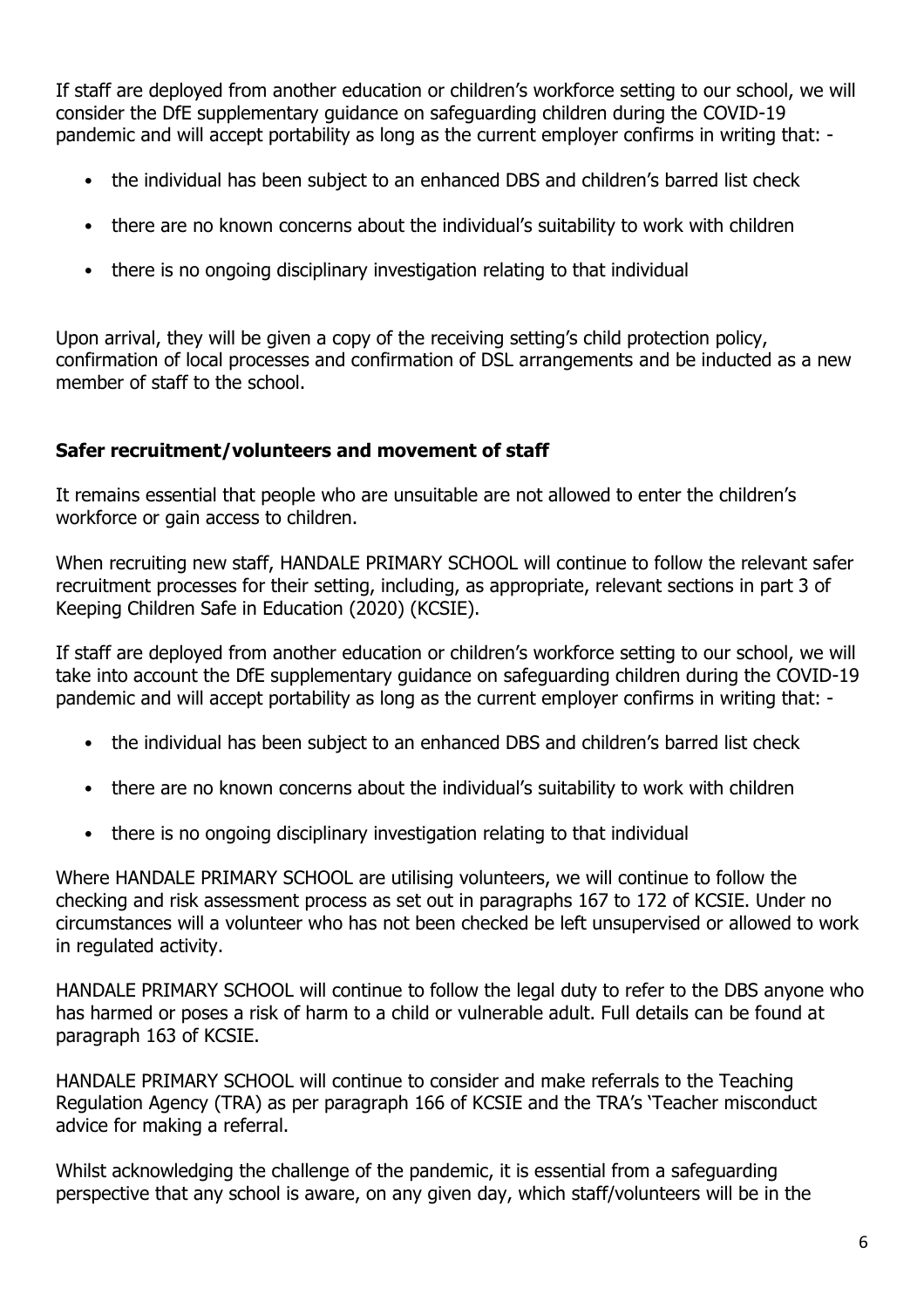If staff are deployed from another education or children's workforce setting to our school, we will consider the DfE supplementary guidance on safeguarding children during the COVID-19 pandemic and will accept portability as long as the current employer confirms in writing that: -

- the individual has been subject to an enhanced DBS and children's barred list check
- there are no known concerns about the individual's suitability to work with children
- there is no ongoing disciplinary investigation relating to that individual

Upon arrival, they will be given a copy of the receiving setting's child protection policy, confirmation of local processes and confirmation of DSL arrangements and be inducted as a new member of staff to the school.

**Safer recruitment/volunteers and movement of staff**

It remains essential that people who are unsuitable are not allowed to enter the children's workforce or gain access to children.

When recruiting new staff, HANDALE PRIMARY SCHOOL will continue to follow the relevant safer recruitment processes for their setting, including, as appropriate, relevant sections in part 3 of Keeping Children Safe in Education (2020) (KCSIE).

If staff are deployed from another education or children's workforce setting to our school, we will take into account the DfE supplementary guidance on safeguarding children during the COVID-19 pandemic and will accept portability as long as the current employer confirms in writing that: -

- the individual has been subject to an enhanced DBS and children's barred list check
- there are no known concerns about the individual's suitability to work with children
- there is no ongoing disciplinary investigation relating to that individual

Where HANDALE PRIMARY SCHOOL are utilising volunteers, we will continue to follow the checking and risk assessment process as set out in paragraphs 167 to 172 of KCSIE. Under no circumstances will a volunteer who has not been checked be left unsupervised or allowed to work in regulated activity.

HANDALE PRIMARY SCHOOL will continue to follow the legal duty to refer to the DBS anyone who has harmed or poses a risk of harm to a child or vulnerable adult. Full details can be found at paragraph 163 of KCSIE.

HANDALE PRIMARY SCHOOL will continue to consider and make referrals to the Teaching Regulation Agency (TRA) as per paragraph 166 of KCSIE and the TRA's 'Teacher misconduct advice for making a referral.

Whilst acknowledging the challenge of the pandemic, it is essential from a safeguarding perspective that any school is aware, on any given day, which staff/volunteers will be in the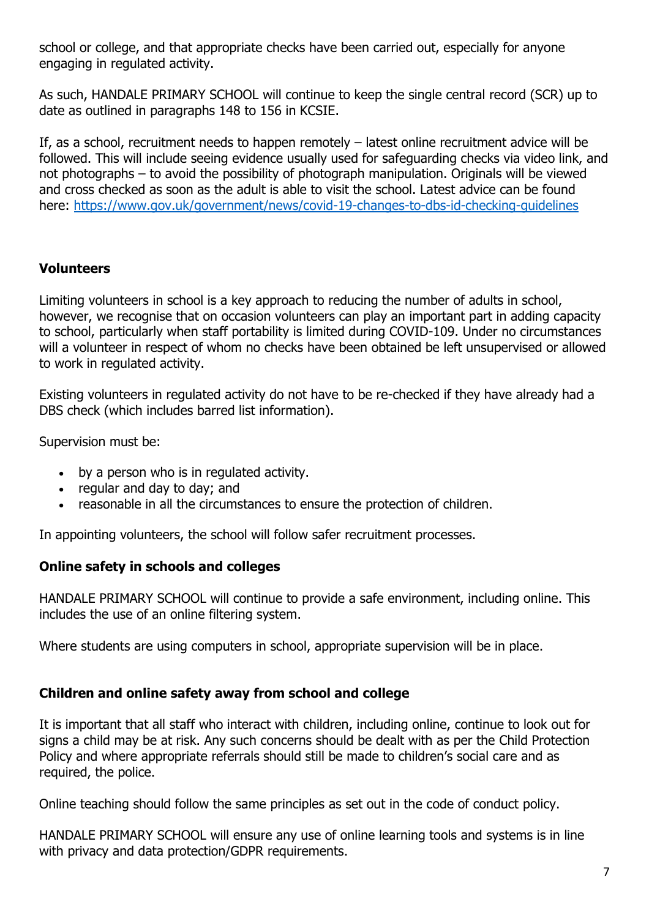school or college, and that appropriate checks have been carried out, especially for anyone engaging in regulated activity.

As such, HANDALE PRIMARY SCHOOL will continue to keep the single central record (SCR) up to date as outlined in paragraphs 148 to 156 in KCSIE.

If, as a school, recruitment needs to happen remotely – latest online recruitment advice will be followed. This will include seeing evidence usually used for safeguarding checks via video link, and not photographs – to avoid the possibility of photograph manipulation. Originals will be viewed and cross checked as soon as the adult is able to visit the school. Latest advice can be found here: [https://www.gov.uk/government/news/covid-19-changes-to-dbs-id-checking-guidelines](https://www.gov.uk/government/news/covid-19-changes-to-dbs-id-checking-guidelines)

## Volunteers

Limiting volunteers in school is a key approach to reducing the number of adults in school, however, we recognise that on occasion volunteers can play an important part in adding capacity to school, particularly when staff portability is limited during COVID-109. Under no circumstances will a volunteer in respect of whom no checks have been obtained be left unsupervised or allowed to work in regulated activity.

Existing volunteers in regulated activity do not have to be re-checked if they have already had a DBS check (which includes barred list information).

Supervision must be:

- by a person who is in regulated activity.
- regular and day to day; and
- reasonable in all the circumstances to ensure the protection of children.

In appointing volunteers, the school will follow safer recruitment processes.

## Online safety in schools and colleges

HANDALE PRIMARY SCHOOL will continue to provide a safe environment, including online. This includes the use of an online filtering system.

Where students are using computers in school, appropriate supervision will be in place.

## Children and online safety away from school and college

It is important that all staff who interact with children, including online, continue to look out for signs a child may be at risk. Any such concerns should be dealt with as per the Child Protection Policy and where appropriate referrals should still be made to children's social care and as required, the police.

Online teaching should follow the same principles as set out in the code of conduct policy.

HANDALE PRIMARY SCHOOL will ensure any use of online learning tools and systems is in line with privacy and data protection/GDPR requirements.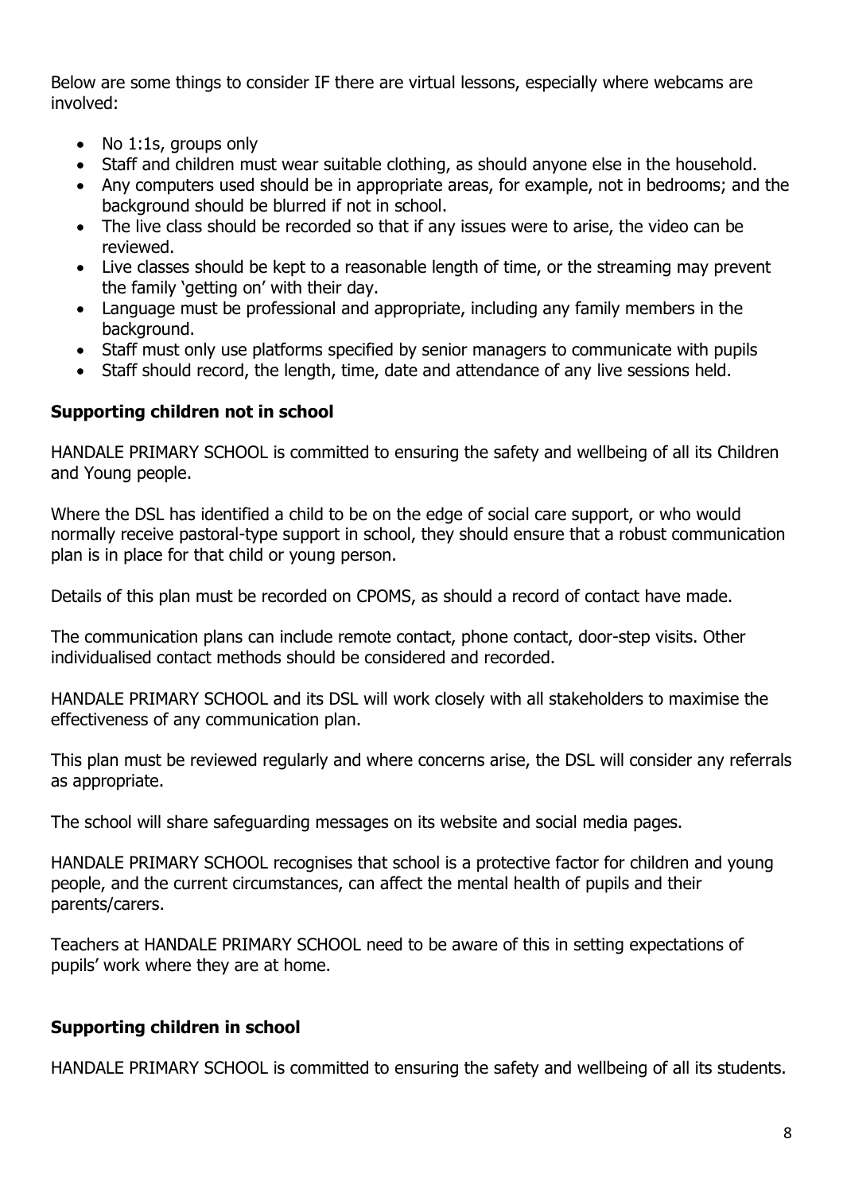Below are some things to consider IF there are virtual lessons, especially where webcams are involved:

- No 1:1s, groups only
- Staff and children must wear suitable clothing, as should anyone else in the household.
- Any computers used should be in appropriate areas, for example, not in bedrooms; and the background should be blurred if not in school.
- The live class should be recorded so that if any issues were to arise, the video can be reviewed.
- Live classes should be kept to a reasonable length of time, or the streaming may prevent the family 'getting on' with their day.
- Language must be professional and appropriate, including any family members in the background.
- Staff must only use platforms specified by senior managers to communicate with pupils
- Staff should record, the length, time, date and attendance of any live sessions held.

**Supporting children not in school**

HANDALE PRIMARY SCHOOL is committed to ensuring the safety and wellbeing of all its Children and Young people.

Where the DSL has identified a child to be on the edge of social care support, or who would normally receive pastoral-type support in school, they should ensure that a robust communication plan is in place for that child or young person.

Details of this plan must be recorded on CPOMS, as should a record of contact have made.

The communication plans can include remote contact, phone contact, door-step visits. Other individualised contact methods should be considered and recorded.

HANDALE PRIMARY SCHOOL and its DSL will work closely with all stakeholders to maximise the effectiveness of any communication plan.

This plan must be reviewed regularly and where concerns arise, the DSL will consider any referrals as appropriate.

The school will share safeguarding messages on its website and social media pages.

HANDALE PRIMARY SCHOOL recognises that school is a protective factor for children and young people, and the current circumstances, can affect the mental health of pupils and their parents/carers.

Teachers at HANDALE PRIMARY SCHOOL need to be aware of this in setting expectations of pupils' work where they are at home.

**Supporting children in school**

HANDALE PRIMARY SCHOOL is committed to ensuring the safety and wellbeing of all its students.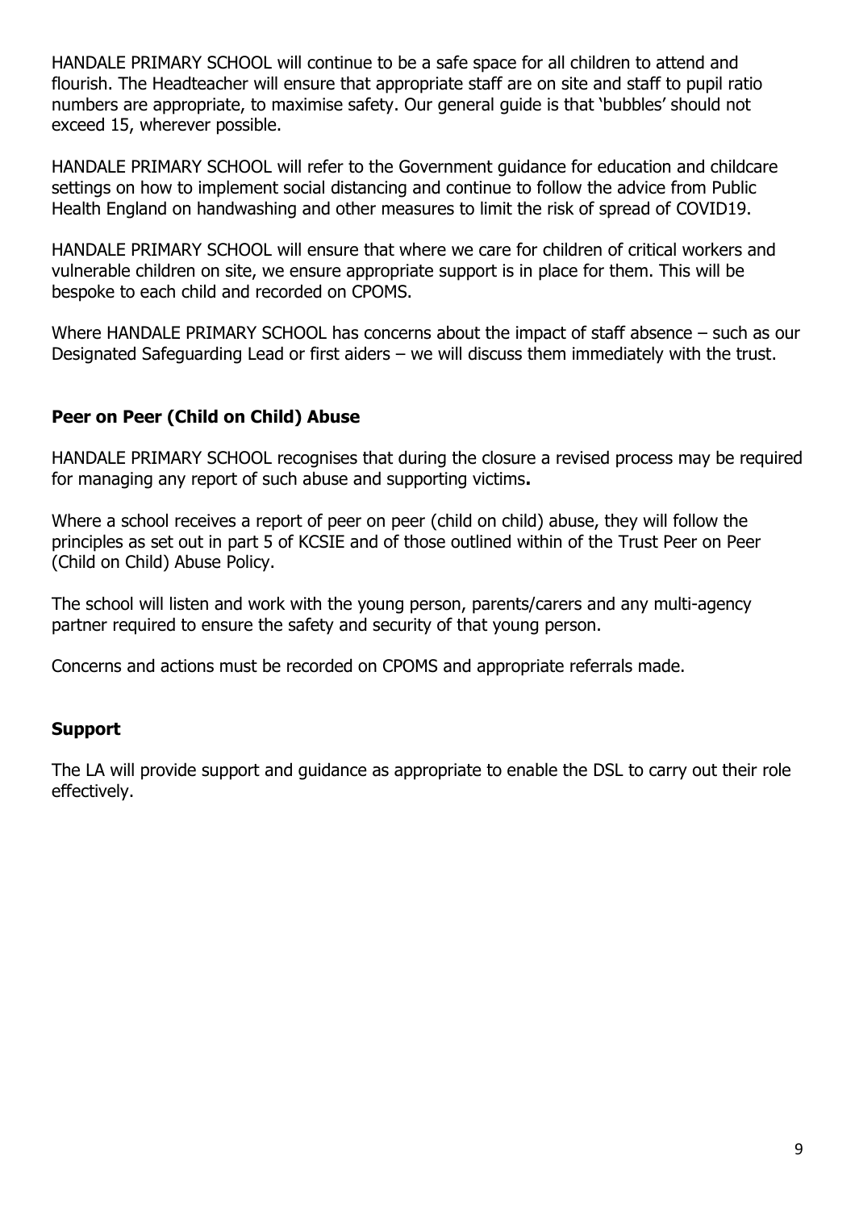HANDALE PRIMARY SCHOOL will continue to be a safe space for all children to attend and flourish. The Headteacher will ensure that appropriate staff are on site and staff to pupil ratio numbers are appropriate, to maximise safety. Our general guide is that 'bubbles' should not exceed 15, wherever possible.

HANDALE PRIMARY SCHOOL will refer to the Government guidance for education and childcare settings on how to implement social distancing and continue to follow the advice from Public Health England on handwashing and other measures to limit the risk of spread of COVID19.

HANDALE PRIMARY SCHOOL will ensure that where we care for children of critical workers and vulnerable children on site, we ensure appropriate support is in place for them. This will be bespoke to each child and recorded on CPOMS.

Where HANDALE PRIMARY SCHOOL has concerns about the impact of staff absence – such as our Designated Safeguarding Lead or first aiders – we will discuss them immediately with the trust.

## Peer on Peer (Child on Child) Abuse

HANDALE PRIMARY SCHOOL recognises that during the closure a revised process may be required for managing any report of such abuse and supporting victims**.**

Where a school receives a report of peer on peer (child on child) abuse, they will follow the principles as set out in part 5 of KCSIE and of those outlined within of the Trust Peer on Peer (Child on Child) Abuse Policy.

The school will listen and work with the young person, parents/carers and any multi-agency partner required to ensure the safety and security of that young person.

Concerns and actions must be recorded on CPOMS and appropriate referrals made.

## Support

The LA will provide support and guidance as appropriate to enable the DSL to carry out their role effectively.